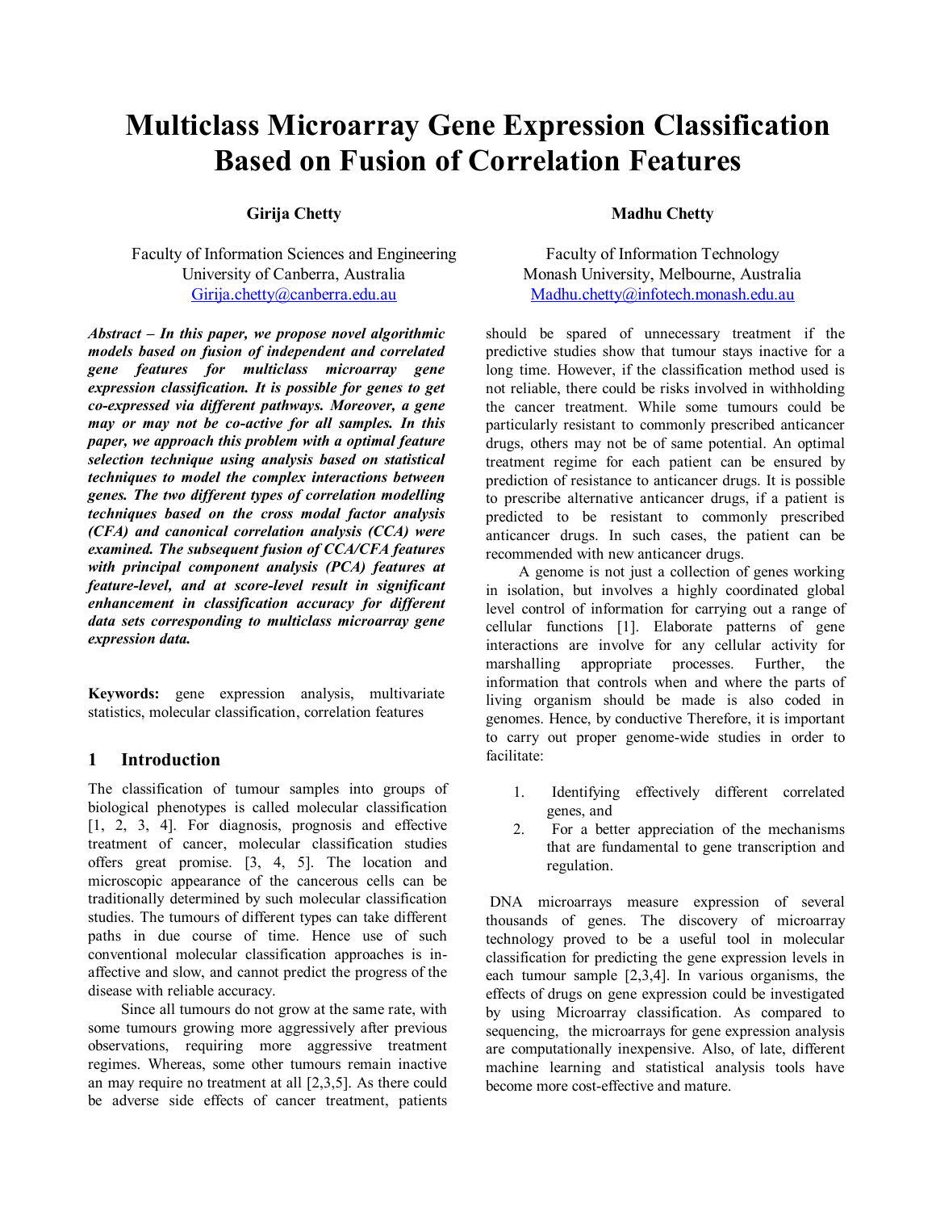# Multiclass Microarray Gene Expression Classification Based on Fusion of Correlation Features

**Girija Chetty**

Faculty of Information Sciences and Engineering
University of Canberra, Australia
Girija.chetty@canberra.edu.au

**Madhu Chetty**

Faculty of Information Technology
Monash University, Melbourne, Australia
Madhu.chetty@infotech.monash.edu.au

***Abstract – In this paper, we propose novel algorithmic models based on fusion of independent and correlated gene features for multiclass microarray gene expression classification. It is possible for genes to get co-expressed via different pathways. Moreover, a gene may or may not be co-active for all samples. In this paper, we approach this problem with a optimal feature selection technique using analysis based on statistical techniques to model the complex interactions between genes. The two different types of correlation modelling techniques based on the cross modal factor analysis (CFA) and canonical correlation analysis (CCA) were examined. The subsequent fusion of CCA/CFA features with principal component analysis (PCA) features at feature-level, and at score-level result in significant enhancement in classification accuracy for different data sets corresponding to multiclass microarray gene expression data.***

**Keywords:** gene expression analysis, multivariate statistics, molecular classification, correlation features

## 1 Introduction

The classification of tumour samples into groups of biological phenotypes is called molecular classification [1, 2, 3, 4]. For diagnosis, prognosis and effective treatment of cancer, molecular classification studies offers great promise. [3, 4, 5]. The location and microscopic appearance of the cancerous cells can be traditionally determined by such molecular classification studies. The tumours of different types can take different paths in due course of time. Hence use of such conventional molecular classification approaches is in-affective and slow, and cannot predict the progress of the disease with reliable accuracy.

Since all tumours do not grow at the same rate, with some tumours growing more aggressively after previous observations, requiring more aggressive treatment regimes. Whereas, some other tumours remain inactive an may require no treatment at all [2,3,5]. As there could be adverse side effects of cancer treatment, patients should be spared of unnecessary treatment if the predictive studies show that tumour stays inactive for a long time. However, if the classification method used is not reliable, there could be risks involved in withholding the cancer treatment. While some tumours could be particularly resistant to commonly prescribed anticancer drugs, others may not be of same potential. An optimal treatment regime for each patient can be ensured by prediction of resistance to anticancer drugs. It is possible to prescribe alternative anticancer drugs, if a patient is predicted to be resistant to commonly prescribed anticancer drugs. In such cases, the patient can be recommended with new anticancer drugs.

A genome is not just a collection of genes working in isolation, but involves a highly coordinated global level control of information for carrying out a range of cellular functions [1]. Elaborate patterns of gene interactions are involve for any cellular activity for marshalling appropriate processes. Further, the information that controls when and where the parts of living organism should be made is also coded in genomes. Hence, by conductive Therefore, it is important to carry out proper genome-wide studies in order to facilitate:

1. Identifying effectively different correlated genes, and
2. For a better appreciation of the mechanisms that are fundamental to gene transcription and regulation.

DNA microarrays measure expression of several thousands of genes. The discovery of microarray technology proved to be a useful tool in molecular classification for predicting the gene expression levels in each tumour sample [2,3,4]. In various organisms, the effects of drugs on gene expression could be investigated by using Microarray classification. As compared to sequencing, the microarrays for gene expression analysis are computationally inexpensive. Also, of late, different machine learning and statistical analysis tools have become more cost-effective and mature.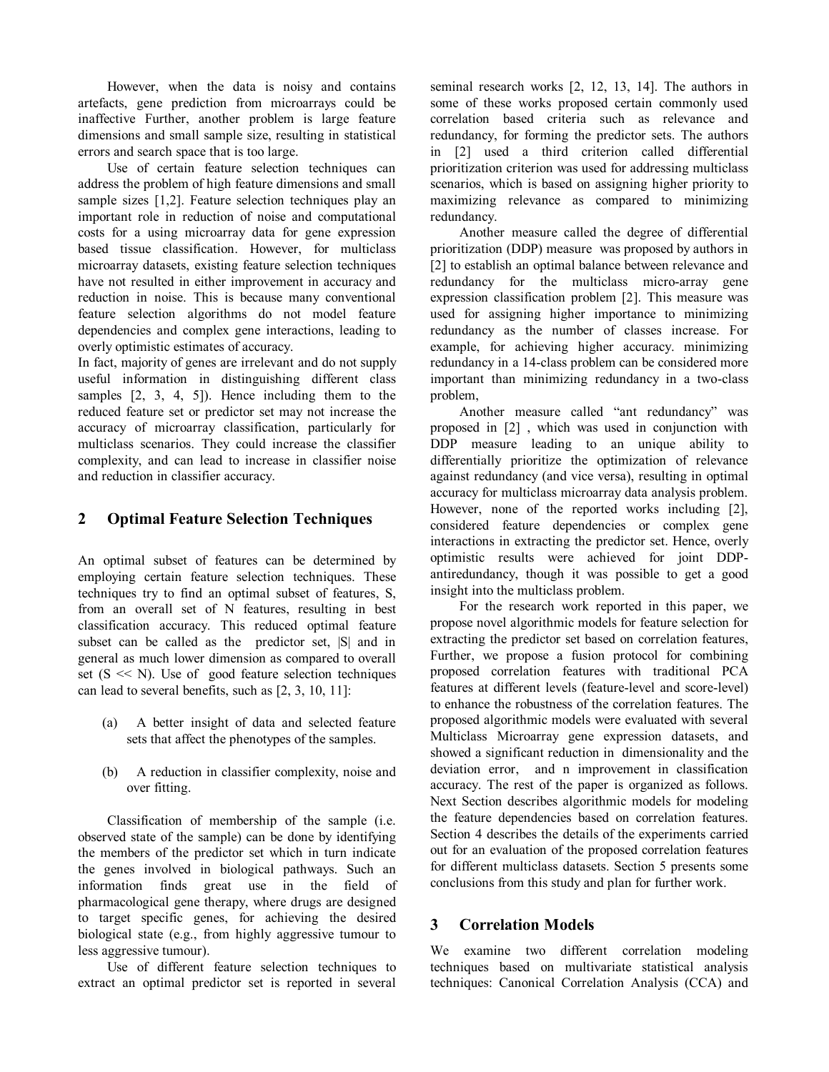However, when the data is noisy and contains artefacts, gene prediction from microarrays could be inaffective Further, another problem is large feature dimensions and small sample size, resulting in statistical errors and search space that is too large.

Use of certain feature selection techniques can address the problem of high feature dimensions and small sample sizes [1,2]. Feature selection techniques play an important role in reduction of noise and computational costs for a using microarray data for gene expression based tissue classification. However, for multiclass microarray datasets, existing feature selection techniques have not resulted in either improvement in accuracy and reduction in noise. This is because many conventional feature selection algorithms do not model feature dependencies and complex gene interactions, leading to overly optimistic estimates of accuracy.

In fact, majority of genes are irrelevant and do not supply useful information in distinguishing different class samples [2, 3, 4, 5]). Hence including them to the reduced feature set or predictor set may not increase the accuracy of microarray classification, particularly for multiclass scenarios. They could increase the classifier complexity, and can lead to increase in classifier noise and reduction in classifier accuracy.

## 2 Optimal Feature Selection Techniques

An optimal subset of features can be determined by employing certain feature selection techniques. These techniques try to find an optimal subset of features, S, from an overall set of N features, resulting in best classification accuracy. This reduced optimal feature subset can be called as the predictor set, |S| and in general as much lower dimension as compared to overall set (S << N). Use of good feature selection techniques can lead to several benefits, such as [2, 3, 10, 11]:

(a) A better insight of data and selected feature sets that affect the phenotypes of the samples.

(b) A reduction in classifier complexity, noise and over fitting.

Classification of membership of the sample (i.e. observed state of the sample) can be done by identifying the members of the predictor set which in turn indicate the genes involved in biological pathways. Such an information finds great use in the field of pharmacological gene therapy, where drugs are designed to target specific genes, for achieving the desired biological state (e.g., from highly aggressive tumour to less aggressive tumour).

Use of different feature selection techniques to extract an optimal predictor set is reported in several seminal research works [2, 12, 13, 14]. The authors in some of these works proposed certain commonly used correlation based criteria such as relevance and redundancy, for forming the predictor sets. The authors in [2] used a third criterion called differential prioritization criterion was used for addressing multiclass scenarios, which is based on assigning higher priority to maximizing relevance as compared to minimizing redundancy.

Another measure called the degree of differential prioritization (DDP) measure was proposed by authors in [2] to establish an optimal balance between relevance and redundancy for the multiclass micro-array gene expression classification problem [2]. This measure was used for assigning higher importance to minimizing redundancy as the number of classes increase. For example, for achieving higher accuracy. minimizing redundancy in a 14-class problem can be considered more important than minimizing redundancy in a two-class problem,

Another measure called "ant redundancy" was proposed in [2] , which was used in conjunction with DDP measure leading to an unique ability to differentially prioritize the optimization of relevance against redundancy (and vice versa), resulting in optimal accuracy for multiclass microarray data analysis problem. However, none of the reported works including [2], considered feature dependencies or complex gene interactions in extracting the predictor set. Hence, overly optimistic results were achieved for joint DDP-antiredundancy, though it was possible to get a good insight into the multiclass problem.

For the research work reported in this paper, we propose novel algorithmic models for feature selection for extracting the predictor set based on correlation features, Further, we propose a fusion protocol for combining proposed correlation features with traditional PCA features at different levels (feature-level and score-level) to enhance the robustness of the correlation features. The proposed algorithmic models were evaluated with several Multiclass Microarray gene expression datasets, and showed a significant reduction in dimensionality and the deviation error, and n improvement in classification accuracy. The rest of the paper is organized as follows. Next Section describes algorithmic models for modeling the feature dependencies based on correlation features. Section 4 describes the details of the experiments carried out for an evaluation of the proposed correlation features for different multiclass datasets. Section 5 presents some conclusions from this study and plan for further work.

## 3 Correlation Models

We examine two different correlation modeling techniques based on multivariate statistical analysis techniques: Canonical Correlation Analysis (CCA) and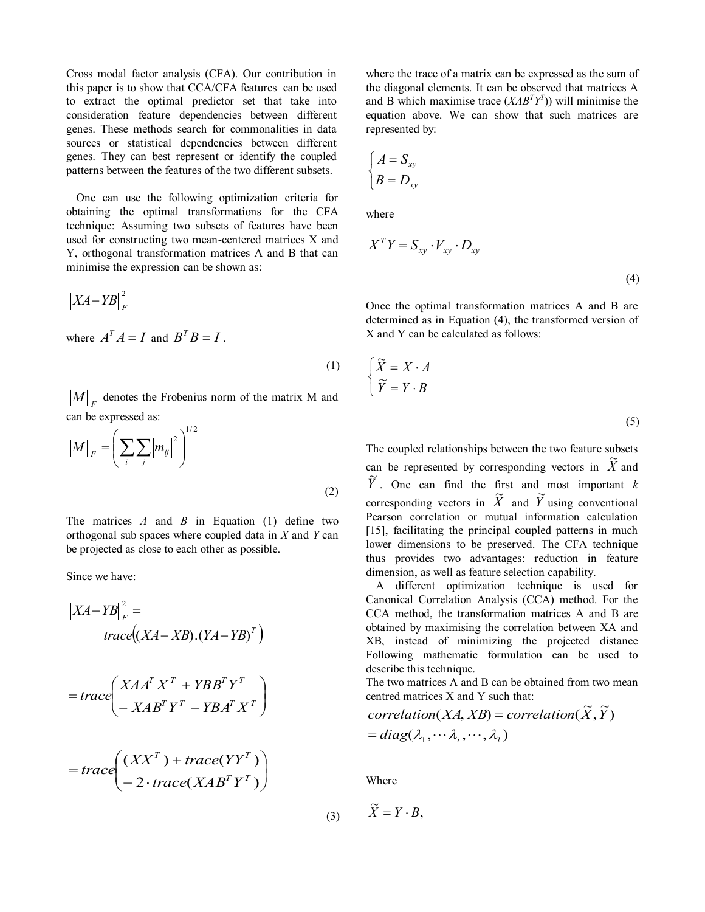Cross modal factor analysis (CFA). Our contribution in this paper is to show that CCA/CFA features can be used to extract the optimal predictor set that take into consideration feature dependencies between different genes. These methods search for commonalities in data sources or statistical dependencies between different genes. They can best represent or identify the coupled patterns between the features of the two different subsets.

One can use the following optimization criteria for obtaining the optimal transformations for the CFA technique: Assuming two subsets of features have been used for constructing two mean-centered matrices X and Y, orthogonal transformation matrices A and B that can minimise the expression can be shown as:

$$\|XA - YB\|_F^2$$

where $A^T A = I$ and $B^T B = I$.

(1)

$\|M\|_F$ denotes the Frobenius norm of the matrix M and can be expressed as:

$$\|M\|_F = \left( \sum_i \sum_j |m_{ij}|^2 \right)^{1/2} \quad (2)$$

The matrices *A* and *B* in Equation (1) define two orthogonal sub spaces where coupled data in *X* and *Y* can be projected as close to each other as possible.

Since we have:

$$\|XA - YB\|_F^2 = trace((XA - XB).(YA - YB)^T)$$

$$= trace\begin{pmatrix} XAA^T X^T + YBB^T Y^T \\ - XAB^T Y^T - YBA^T X^T \end{pmatrix}$$

$$= trace\begin{pmatrix} (XX^T) + trace(YY^T) \\ - 2 \cdot trace(XAB^T Y^T) \end{pmatrix} \quad (3)$$

where the trace of a matrix can be expressed as the sum of the diagonal elements. It can be observed that matrices A and B which maximise trace ($XAB^TY^T$)) will minimise the equation above. We can show that such matrices are represented by:

$$\begin{cases} A = S_{xy} \\ B = D_{xy} \end{cases}$$

where

$$X^T Y = S_{xy} \cdot V_{xy} \cdot D_{xy} \quad (4)$$

Once the optimal transformation matrices A and B are determined as in Equation (4), the transformed version of X and Y can be calculated as follows:

$$\begin{cases} \widetilde{X} = X \cdot A \\ \widetilde{Y} = Y \cdot B \end{cases} \quad (5)$$

The coupled relationships between the two feature subsets can be represented by corresponding vectors in $\widetilde{X}$ and $\widetilde{Y}$. One can find the first and most important *k* corresponding vectors in $\widetilde{X}$ and $\widetilde{Y}$ using conventional Pearson correlation or mutual information calculation [15], facilitating the principal coupled patterns in much lower dimensions to be preserved. The CFA technique thus provides two advantages: reduction in feature dimension, as well as feature selection capability.

A different optimization technique is used for Canonical Correlation Analysis (CCA) method. For the CCA method, the transformation matrices A and B are obtained by maximising the correlation between XA and XB, instead of minimizing the projected distance Following mathematic formulation can be used to describe this technique.

The two matrices A and B can be obtained from two mean centred matrices X and Y such that:

$$correlation(XA, XB) = correlation(\widetilde{X}, \widetilde{Y})$$
$$= diag(\lambda_1, \cdots \lambda_i, \cdots, \lambda_l)$$

Where

$$\widetilde{X} = Y \cdot B,$$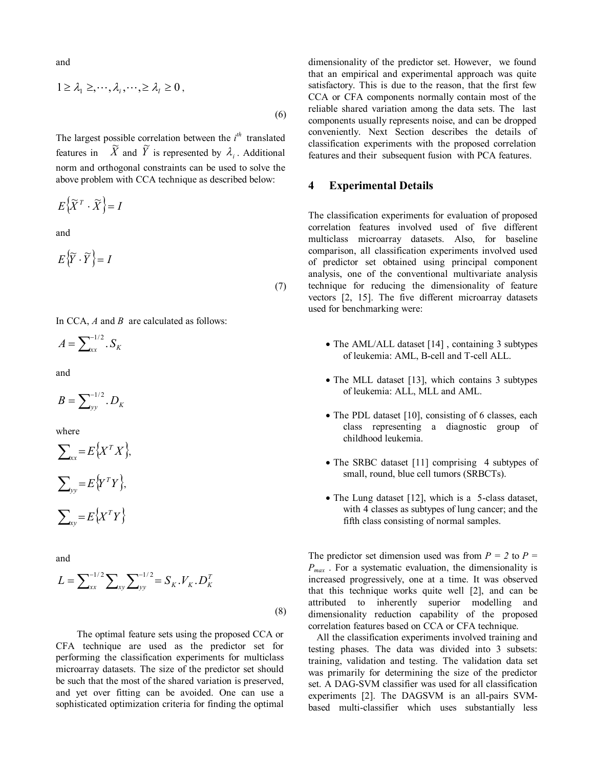and

$$1 \geq \lambda_1 \geq, \cdots, \lambda_i, \cdots, \geq \lambda_l \geq 0\,, \tag{6}$$

The largest possible correlation between the $i^{th}$ translated features in $\widetilde{X}$ and $\widetilde{Y}$ is represented by $\lambda_i$. Additional norm and orthogonal constraints can be used to solve the above problem with CCA technique as described below:

$$E\{\widetilde{X}^T \cdot \widetilde{X}\} = I$$

and

$$E\{\widetilde{Y} \cdot \widetilde{Y}\} = I \tag{7}$$

In CCA, $A$ and $B$ are calculated as follows:

$$A = \sum_{xx}^{-1/2} . S_K$$

and

$$B = \sum_{yy}^{-1/2} . D_K$$

where

$$\sum_{xx} = E\{X^T X\},$$

$$\sum_{yy} = E\{Y^T Y\},$$

$$\sum_{xy} = E\{X^T Y\}$$

and

$$L = \sum_{xx}^{-1/2} \sum_{xy} \sum_{yy}^{-1/2} = S_K . V_K . D_K^T \tag{8}$$

The optimal feature sets using the proposed CCA or CFA technique are used as the predictor set for performing the classification experiments for multiclass microarray datasets. The size of the predictor set should be such that the most of the shared variation is preserved, and yet over fitting can be avoided. One can use a sophisticated optimization criteria for finding the optimal dimensionality of the predictor set. However, we found that an empirical and experimental approach was quite satisfactory. This is due to the reason, that the first few CCA or CFA components normally contain most of the reliable shared variation among the data sets. The last components usually represents noise, and can be dropped conveniently. Next Section describes the details of classification experiments with the proposed correlation features and their subsequent fusion with PCA features.

## 4 Experimental Details

The classification experiments for evaluation of proposed correlation features involved used of five different multiclass microarray datasets. Also, for baseline comparison, all classification experiments involved used of predictor set obtained using principal component analysis, one of the conventional multivariate analysis technique for reducing the dimensionality of feature vectors [2, 15]. The five different microarray datasets used for benchmarking were:

- The AML/ALL dataset [14] , containing 3 subtypes of leukemia: AML, B-cell and T-cell ALL.
- The MLL dataset [13], which contains 3 subtypes of leukemia: ALL, MLL and AML.
- The PDL dataset [10], consisting of 6 classes, each class representing a diagnostic group of childhood leukemia.
- The SRBC dataset [11] comprising 4 subtypes of small, round, blue cell tumors (SRBCTs).
- The Lung dataset [12], which is a 5-class dataset, with 4 classes as subtypes of lung cancer; and the fifth class consisting of normal samples.

The predictor set dimension used was from $P = 2$ to $P = P_{max}$ . For a systematic evaluation, the dimensionality is increased progressively, one at a time. It was observed that this technique works quite well [2], and can be attributed to inherently superior modelling and dimensionality reduction capability of the proposed correlation features based on CCA or CFA technique.

All the classification experiments involved training and testing phases. The data was divided into 3 subsets: training, validation and testing. The validation data set was primarily for determining the size of the predictor set. A DAG-SVM classifier was used for all classification experiments [2]. The DAGSVM is an all-pairs SVM-based multi-classifier which uses substantially less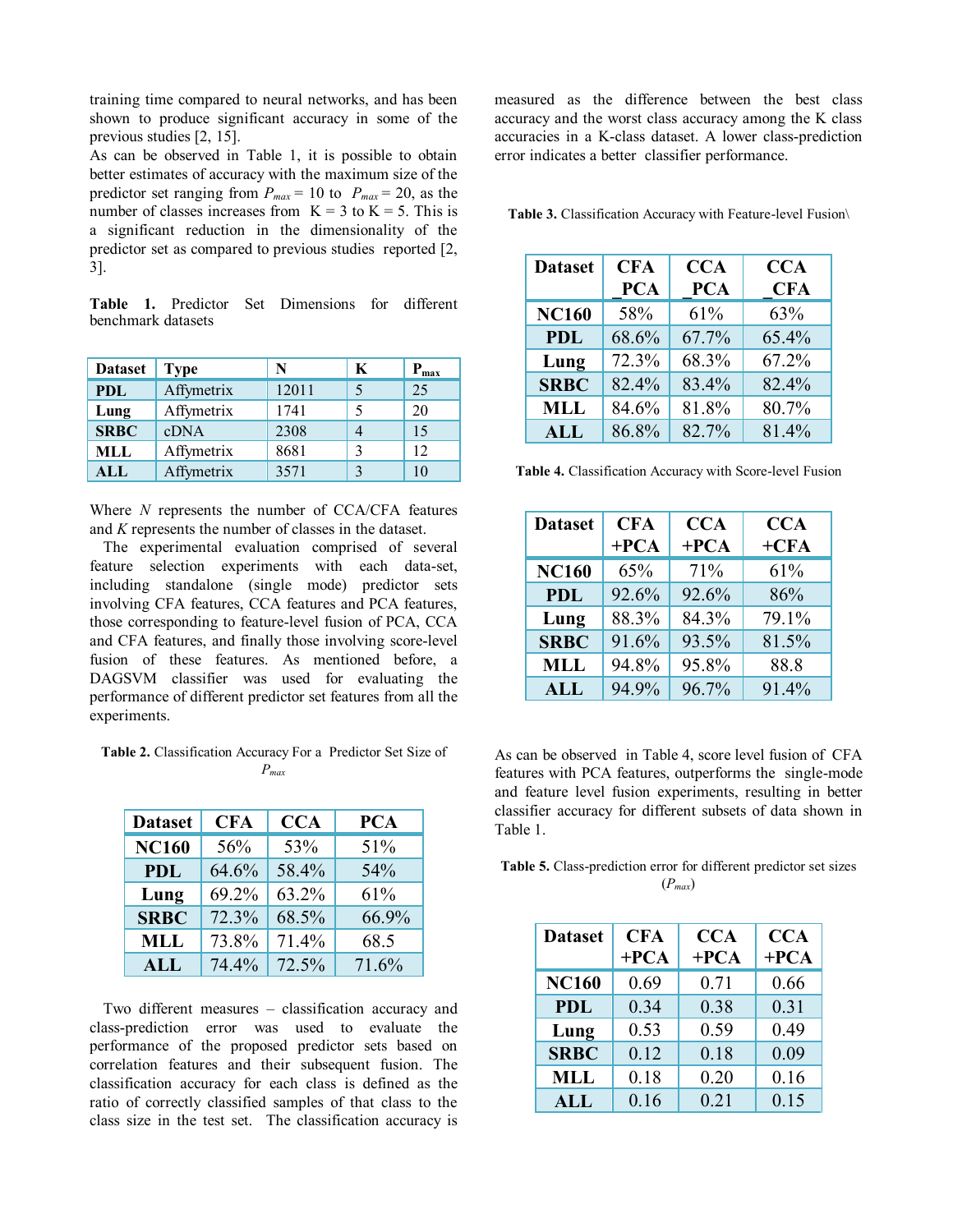training time compared to neural networks, and has been shown to produce significant accuracy in some of the previous studies [2, 15].

As can be observed in Table 1, it is possible to obtain better estimates of accuracy with the maximum size of the predictor set ranging from $P_{max}$ = 10 to $P_{max}$ = 20, as the number of classes increases from K = 3 to K = 5. This is a significant reduction in the dimensionality of the predictor set as compared to previous studies reported [2, 3].

**Table 1.** Predictor Set Dimensions for different benchmark datasets

| Dataset | Type | N | K | $P_{max}$ |
|---|---|---|---|---|
| **PDL** | Affymetrix | 12011 | 5 | 25 |
| **Lung** | Affymetrix | 1741 | 5 | 20 |
| **SRBC** | cDNA | 2308 | 4 | 15 |
| **MLL** | Affymetrix | 8681 | 3 | 12 |
| **ALL** | Affymetrix | 3571 | 3 | 10 |

Where *N* represents the number of CCA/CFA features and *K* represents the number of classes in the dataset.

The experimental evaluation comprised of several feature selection experiments with each data-set, including standalone (single mode) predictor sets involving CFA features, CCA features and PCA features, those corresponding to feature-level fusion of PCA, CCA and CFA features, and finally those involving score-level fusion of these features. As mentioned before, a DAGSVM classifier was used for evaluating the performance of different predictor set features from all the experiments.

**Table 2.** Classification Accuracy For a Predictor Set Size of $P_{max}$

| Dataset | CFA | CCA | PCA |
|---|---|---|---|
| **NC160** | 56% | 53% | 51% |
| **PDL** | 64.6% | 58.4% | 54% |
| **Lung** | 69.2% | 63.2% | 61% |
| **SRBC** | 72.3% | 68.5% | 66.9% |
| **MLL** | 73.8% | 71.4% | 68.5 |
| **ALL** | 74.4% | 72.5% | 71.6% |

Two different measures – classification accuracy and class-prediction error was used to evaluate the performance of the proposed predictor sets based on correlation features and their subsequent fusion. The classification accuracy for each class is defined as the ratio of correctly classified samples of that class to the class size in the test set. The classification accuracy is measured as the difference between the best class accuracy and the worst class accuracy among the K class accuracies in a K-class dataset. A lower class-prediction error indicates a better classifier performance.

**Table 3.** Classification Accuracy with Feature-level Fusion\

| Dataset | CFA _PCA | CCA _PCA | CCA _CFA |
|---|---|---|---|
| **NC160** | 58% | 61% | 63% |
| **PDL** | 68.6% | 67.7% | 65.4% |
| **Lung** | 72.3% | 68.3% | 67.2% |
| **SRBC** | 82.4% | 83.4% | 82.4% |
| **MLL** | 84.6% | 81.8% | 80.7% |
| **ALL** | 86.8% | 82.7% | 81.4% |

**Table 4.** Classification Accuracy with Score-level Fusion

| Dataset | CFA +PCA | CCA +PCA | CCA +CFA |
|---|---|---|---|
| **NC160** | 65% | 71% | 61% |
| **PDL** | 92.6% | 92.6% | 86% |
| **Lung** | 88.3% | 84.3% | 79.1% |
| **SRBC** | 91.6% | 93.5% | 81.5% |
| **MLL** | 94.8% | 95.8% | 88.8 |
| **ALL** | 94.9% | 96.7% | 91.4% |

As can be observed in Table 4, score level fusion of CFA features with PCA features, outperforms the single-mode and feature level fusion experiments, resulting in better classifier accuracy for different subsets of data shown in Table 1.

**Table 5.** Class-prediction error for different predictor set sizes ($P_{max}$)

| Dataset | CFA +PCA | CCA +PCA | CCA +PCA |
|---|---|---|---|
| **NC160** | 0.69 | 0.71 | 0.66 |
| **PDL** | 0.34 | 0.38 | 0.31 |
| **Lung** | 0.53 | 0.59 | 0.49 |
| **SRBC** | 0.12 | 0.18 | 0.09 |
| **MLL** | 0.18 | 0.20 | 0.16 |
| **ALL** | 0.16 | 0.21 | 0.15 |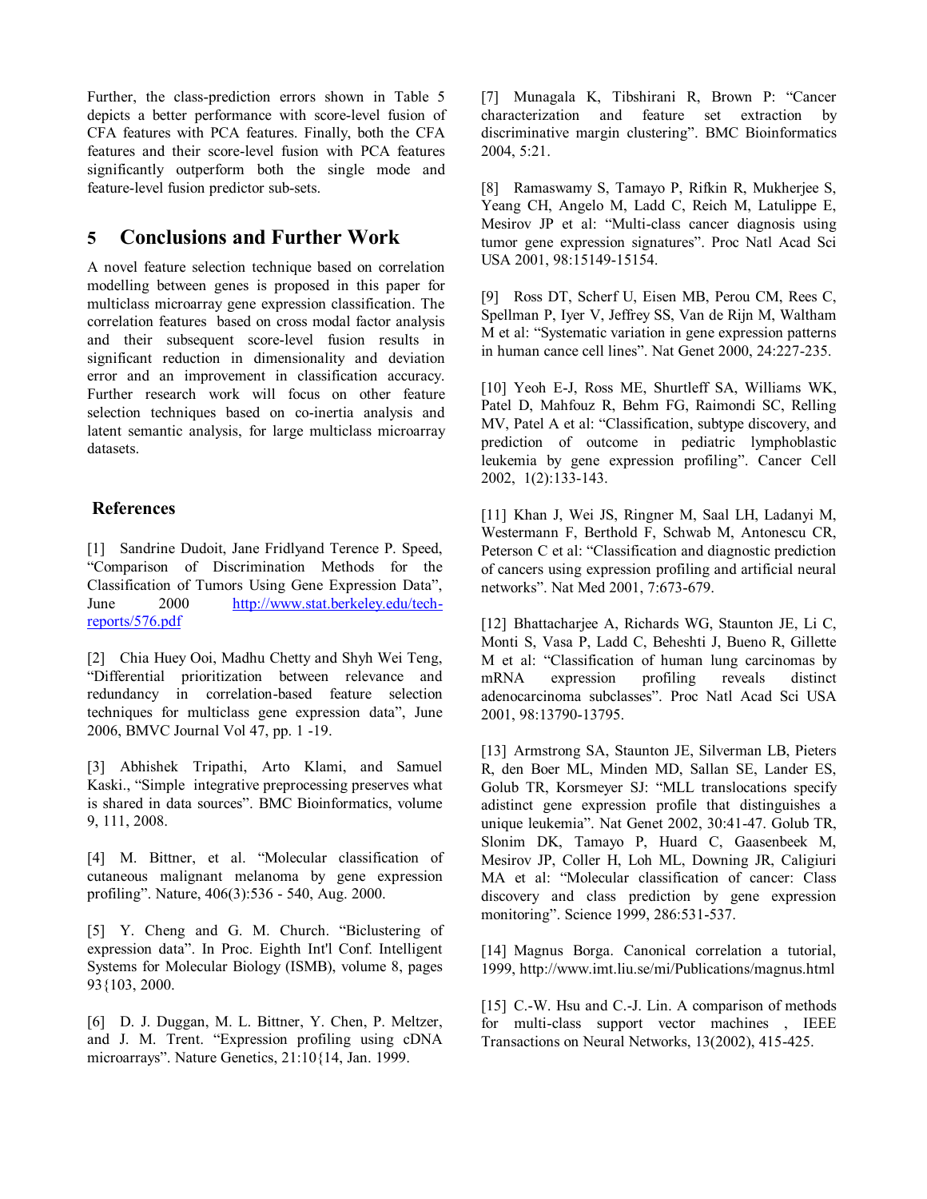Further, the class-prediction errors shown in Table 5 depicts a better performance with score-level fusion of CFA features with PCA features. Finally, both the CFA features and their score-level fusion with PCA features significantly outperform both the single mode and feature-level fusion predictor sub-sets.

## 5 Conclusions and Further Work

A novel feature selection technique based on correlation modelling between genes is proposed in this paper for multiclass microarray gene expression classification. The correlation features based on cross modal factor analysis and their subsequent score-level fusion results in significant reduction in dimensionality and deviation error and an improvement in classification accuracy. Further research work will focus on other feature selection techniques based on co-inertia analysis and latent semantic analysis, for large multiclass microarray datasets.

## References

[1] Sandrine Dudoit, Jane Fridlyand Terence P. Speed, "Comparison of Discrimination Methods for the Classification of Tumors Using Gene Expression Data", June 2000 http://www.stat.berkeley.edu/tech-reports/576.pdf

[2] Chia Huey Ooi, Madhu Chetty and Shyh Wei Teng, "Differential prioritization between relevance and redundancy in correlation-based feature selection techniques for multiclass gene expression data", June 2006, BMVC Journal Vol 47, pp. 1 -19.

[3] Abhishek Tripathi, Arto Klami, and Samuel Kaski., "Simple integrative preprocessing preserves what is shared in data sources". BMC Bioinformatics, volume 9, 111, 2008.

[4] M. Bittner, et al. "Molecular classification of cutaneous malignant melanoma by gene expression profiling". Nature, 406(3):536 - 540, Aug. 2000.

[5] Y. Cheng and G. M. Church. "Biclustering of expression data". In Proc. Eighth Int'l Conf. Intelligent Systems for Molecular Biology (ISMB), volume 8, pages 93{103, 2000.

[6] D. J. Duggan, M. L. Bittner, Y. Chen, P. Meltzer, and J. M. Trent. "Expression profiling using cDNA microarrays". Nature Genetics, 21:10{14, Jan. 1999.

[7] Munagala K, Tibshirani R, Brown P: "Cancer characterization and feature set extraction by discriminative margin clustering". BMC Bioinformatics 2004, 5:21.

[8] Ramaswamy S, Tamayo P, Rifkin R, Mukherjee S, Yeang CH, Angelo M, Ladd C, Reich M, Latulippe E, Mesirov JP et al: "Multi-class cancer diagnosis using tumor gene expression signatures". Proc Natl Acad Sci USA 2001, 98:15149-15154.

[9] Ross DT, Scherf U, Eisen MB, Perou CM, Rees C, Spellman P, Iyer V, Jeffrey SS, Van de Rijn M, Waltham M et al: "Systematic variation in gene expression patterns in human cance cell lines". Nat Genet 2000, 24:227-235.

[10] Yeoh E-J, Ross ME, Shurtleff SA, Williams WK, Patel D, Mahfouz R, Behm FG, Raimondi SC, Relling MV, Patel A et al: "Classification, subtype discovery, and prediction of outcome in pediatric lymphoblastic leukemia by gene expression profiling". Cancer Cell 2002, 1(2):133-143.

[11] Khan J, Wei JS, Ringner M, Saal LH, Ladanyi M, Westermann F, Berthold F, Schwab M, Antonescu CR, Peterson C et al: "Classification and diagnostic prediction of cancers using expression profiling and artificial neural networks". Nat Med 2001, 7:673-679.

[12] Bhattacharjee A, Richards WG, Staunton JE, Li C, Monti S, Vasa P, Ladd C, Beheshti J, Bueno R, Gillette M et al: "Classification of human lung carcinomas by mRNA expression profiling reveals distinct adenocarcinoma subclasses". Proc Natl Acad Sci USA 2001, 98:13790-13795.

[13] Armstrong SA, Staunton JE, Silverman LB, Pieters R, den Boer ML, Minden MD, Sallan SE, Lander ES, Golub TR, Korsmeyer SJ: "MLL translocations specify adistinct gene expression profile that distinguishes a unique leukemia". Nat Genet 2002, 30:41-47. Golub TR, Slonim DK, Tamayo P, Huard C, Gaasenbeek M, Mesirov JP, Coller H, Loh ML, Downing JR, Caligiuri MA et al: "Molecular classification of cancer: Class discovery and class prediction by gene expression monitoring". Science 1999, 286:531-537.

[14] Magnus Borga. Canonical correlation a tutorial, 1999, http://www.imt.liu.se/mi/Publications/magnus.html

[15] C.-W. Hsu and C.-J. Lin. A comparison of methods for multi-class support vector machines , IEEE Transactions on Neural Networks, 13(2002), 415-425.